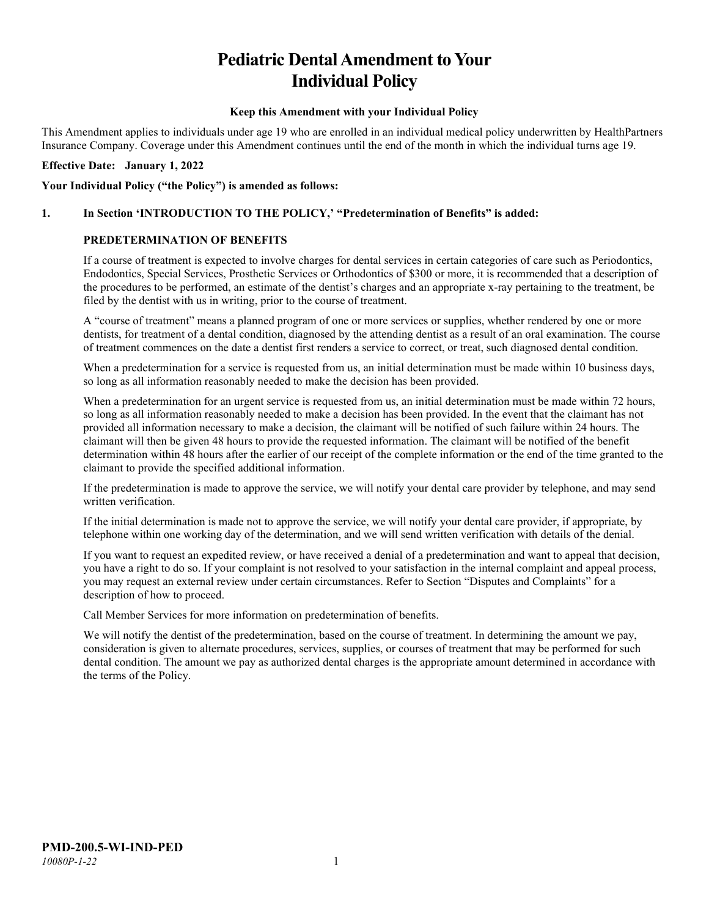# Pediatric Dental Amendment to Your Individual Policy

**Keep this Amendment with your Individual Policy**

This Amendment applies to individuals under age 19 who are enrolled in an individual medical policy underwritten by HealthPartners Insurance Company. Coverage under this Amendment continues until the end of the month in which the individual turns age 19.

**Effective Date: January 1, 2022**

**Your Individual Policy ("the Policy") is amended as follows:**

**1. In Section 'INTRODUCTION TO THE POLICY,' "Predetermination of Benefits" is added:**

**PREDETERMINATION OF BENEFITS**

If a course of treatment is expected to involve charges for dental services in certain categories of care such as Periodontics, Endodontics, Special Services, Prosthetic Services or Orthodontics of $300 or more, it is recommended that a description of the procedures to be performed, an estimate of the dentist's charges and an appropriate x-ray pertaining to the treatment, be filed by the dentist with us in writing, prior to the course of treatment.

A "course of treatment" means a planned program of one or more services or supplies, whether rendered by one or more dentists, for treatment of a dental condition, diagnosed by the attending dentist as a result of an oral examination. The course of treatment commences on the date a dentist first renders a service to correct, or treat, such diagnosed dental condition.

When a predetermination for a service is requested from us, an initial determination must be made within 10 business days, so long as all information reasonably needed to make the decision has been provided.

When a predetermination for an urgent service is requested from us, an initial determination must be made within 72 hours, so long as all information reasonably needed to make a decision has been provided. In the event that the claimant has not provided all information necessary to make a decision, the claimant will be notified of such failure within 24 hours. The claimant will then be given 48 hours to provide the requested information. The claimant will be notified of the benefit determination within 48 hours after the earlier of our receipt of the complete information or the end of the time granted to the claimant to provide the specified additional information.

If the predetermination is made to approve the service, we will notify your dental care provider by telephone, and may send written verification.

If the initial determination is made not to approve the service, we will notify your dental care provider, if appropriate, by telephone within one working day of the determination, and we will send written verification with details of the denial.

If you want to request an expedited review, or have received a denial of a predetermination and want to appeal that decision, you have a right to do so. If your complaint is not resolved to your satisfaction in the internal complaint and appeal process, you may request an external review under certain circumstances. Refer to Section "Disputes and Complaints" for a description of how to proceed.

Call Member Services for more information on predetermination of benefits.

We will notify the dentist of the predetermination, based on the course of treatment. In determining the amount we pay, consideration is given to alternate procedures, services, supplies, or courses of treatment that may be performed for such dental condition. The amount we pay as authorized dental charges is the appropriate amount determined in accordance with the terms of the Policy.

**PMD-200.5-WI-IND-PED**

*10080P-1-22*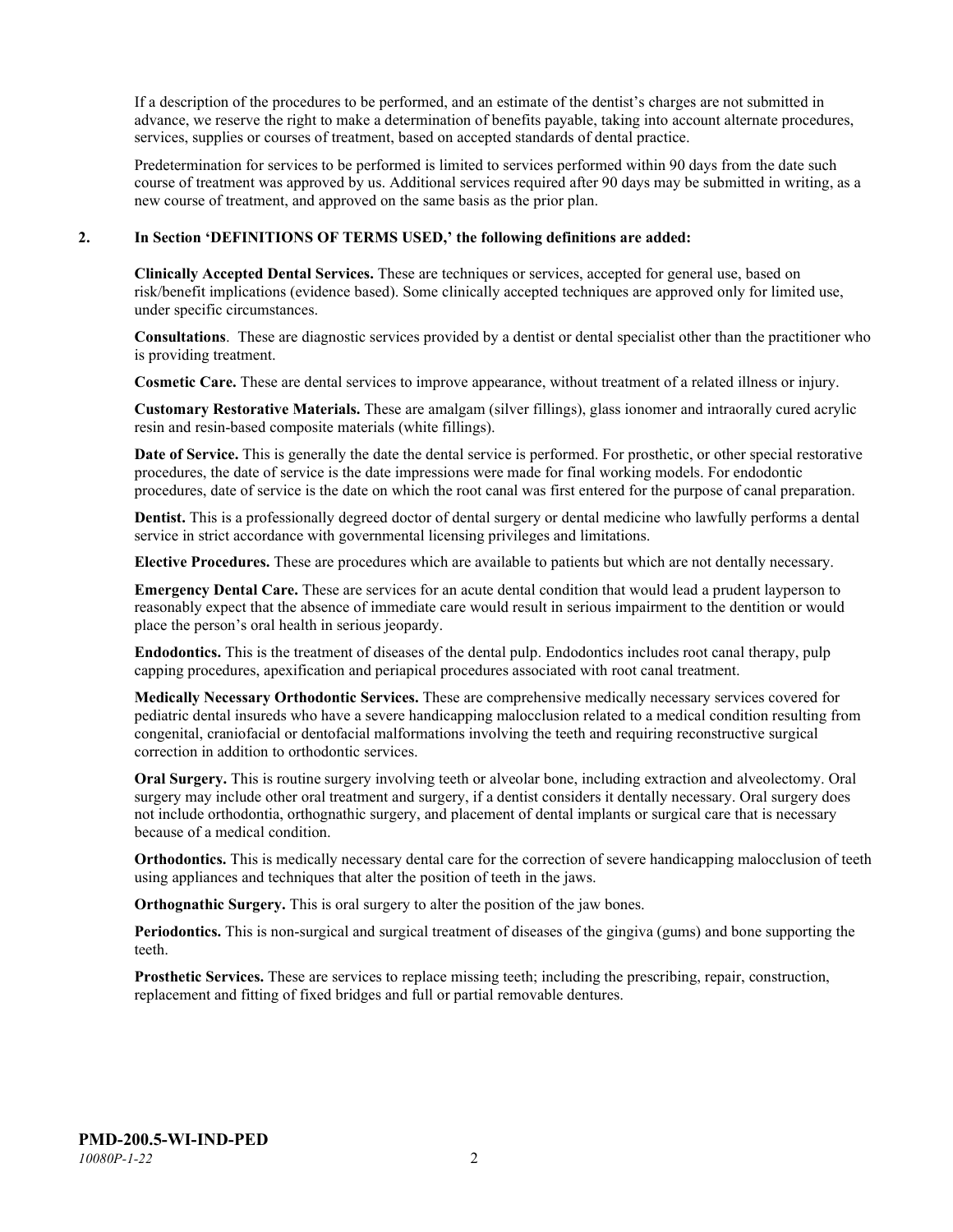If a description of the procedures to be performed, and an estimate of the dentist's charges are not submitted in advance, we reserve the right to make a determination of benefits payable, taking into account alternate procedures, services, supplies or courses of treatment, based on accepted standards of dental practice.

Predetermination for services to be performed is limited to services performed within 90 days from the date such course of treatment was approved by us. Additional services required after 90 days may be submitted in writing, as a new course of treatment, and approved on the same basis as the prior plan.

**2. In Section 'DEFINITIONS OF TERMS USED,' the following definitions are added:**

**Clinically Accepted Dental Services.** These are techniques or services, accepted for general use, based on risk/benefit implications (evidence based). Some clinically accepted techniques are approved only for limited use, under specific circumstances.

**Consultations**. These are diagnostic services provided by a dentist or dental specialist other than the practitioner who is providing treatment.

**Cosmetic Care.** These are dental services to improve appearance, without treatment of a related illness or injury.

**Customary Restorative Materials.** These are amalgam (silver fillings), glass ionomer and intraorally cured acrylic resin and resin-based composite materials (white fillings).

**Date of Service.** This is generally the date the dental service is performed. For prosthetic, or other special restorative procedures, the date of service is the date impressions were made for final working models. For endodontic procedures, date of service is the date on which the root canal was first entered for the purpose of canal preparation.

**Dentist.** This is a professionally degreed doctor of dental surgery or dental medicine who lawfully performs a dental service in strict accordance with governmental licensing privileges and limitations.

**Elective Procedures.** These are procedures which are available to patients but which are not dentally necessary.

**Emergency Dental Care.** These are services for an acute dental condition that would lead a prudent layperson to reasonably expect that the absence of immediate care would result in serious impairment to the dentition or would place the person's oral health in serious jeopardy.

**Endodontics.** This is the treatment of diseases of the dental pulp. Endodontics includes root canal therapy, pulp capping procedures, apexification and periapical procedures associated with root canal treatment.

**Medically Necessary Orthodontic Services.** These are comprehensive medically necessary services covered for pediatric dental insureds who have a severe handicapping malocclusion related to a medical condition resulting from congenital, craniofacial or dentofacial malformations involving the teeth and requiring reconstructive surgical correction in addition to orthodontic services.

**Oral Surgery.** This is routine surgery involving teeth or alveolar bone, including extraction and alveolectomy. Oral surgery may include other oral treatment and surgery, if a dentist considers it dentally necessary. Oral surgery does not include orthodontia, orthognathic surgery, and placement of dental implants or surgical care that is necessary because of a medical condition.

**Orthodontics.** This is medically necessary dental care for the correction of severe handicapping malocclusion of teeth using appliances and techniques that alter the position of teeth in the jaws.

**Orthognathic Surgery.** This is oral surgery to alter the position of the jaw bones.

**Periodontics.** This is non-surgical and surgical treatment of diseases of the gingiva (gums) and bone supporting the teeth.

**Prosthetic Services.** These are services to replace missing teeth; including the prescribing, repair, construction, replacement and fitting of fixed bridges and full or partial removable dentures.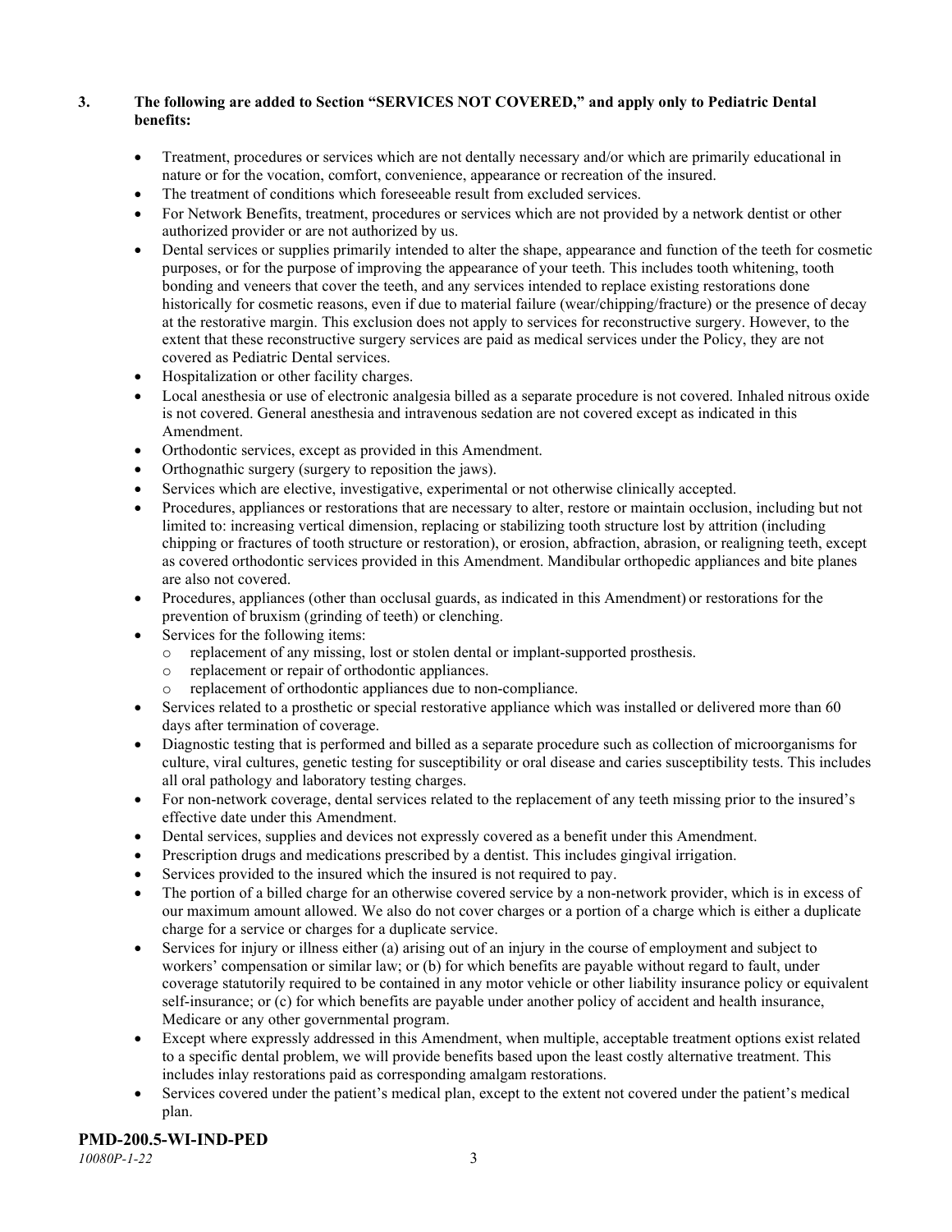**3. The following are added to Section "SERVICES NOT COVERED," and apply only to Pediatric Dental benefits:**

- Treatment, procedures or services which are not dentally necessary and/or which are primarily educational in nature or for the vocation, comfort, convenience, appearance or recreation of the insured.
- The treatment of conditions which foreseeable result from excluded services.
- For Network Benefits, treatment, procedures or services which are not provided by a network dentist or other authorized provider or are not authorized by us.
- Dental services or supplies primarily intended to alter the shape, appearance and function of the teeth for cosmetic purposes, or for the purpose of improving the appearance of your teeth. This includes tooth whitening, tooth bonding and veneers that cover the teeth, and any services intended to replace existing restorations done historically for cosmetic reasons, even if due to material failure (wear/chipping/fracture) or the presence of decay at the restorative margin. This exclusion does not apply to services for reconstructive surgery. However, to the extent that these reconstructive surgery services are paid as medical services under the Policy, they are not covered as Pediatric Dental services.
- Hospitalization or other facility charges.
- Local anesthesia or use of electronic analgesia billed as a separate procedure is not covered. Inhaled nitrous oxide is not covered. General anesthesia and intravenous sedation are not covered except as indicated in this Amendment.
- Orthodontic services, except as provided in this Amendment.
- Orthognathic surgery (surgery to reposition the jaws).
- Services which are elective, investigative, experimental or not otherwise clinically accepted.
- Procedures, appliances or restorations that are necessary to alter, restore or maintain occlusion, including but not limited to: increasing vertical dimension, replacing or stabilizing tooth structure lost by attrition (including chipping or fractures of tooth structure or restoration), or erosion, abfraction, abrasion, or realigning teeth, except as covered orthodontic services provided in this Amendment. Mandibular orthopedic appliances and bite planes are also not covered.
- Procedures, appliances (other than occlusal guards, as indicated in this Amendment) or restorations for the prevention of bruxism (grinding of teeth) or clenching.
- Services for the following items:
  - replacement of any missing, lost or stolen dental or implant-supported prosthesis.
  - replacement or repair of orthodontic appliances.
  - replacement of orthodontic appliances due to non-compliance.
- Services related to a prosthetic or special restorative appliance which was installed or delivered more than 60 days after termination of coverage.
- Diagnostic testing that is performed and billed as a separate procedure such as collection of microorganisms for culture, viral cultures, genetic testing for susceptibility or oral disease and caries susceptibility tests. This includes all oral pathology and laboratory testing charges.
- For non-network coverage, dental services related to the replacement of any teeth missing prior to the insured's effective date under this Amendment.
- Dental services, supplies and devices not expressly covered as a benefit under this Amendment.
- Prescription drugs and medications prescribed by a dentist. This includes gingival irrigation.
- Services provided to the insured which the insured is not required to pay.
- The portion of a billed charge for an otherwise covered service by a non-network provider, which is in excess of our maximum amount allowed. We also do not cover charges or a portion of a charge which is either a duplicate charge for a service or charges for a duplicate service.
- Services for injury or illness either (a) arising out of an injury in the course of employment and subject to workers' compensation or similar law; or (b) for which benefits are payable without regard to fault, under coverage statutorily required to be contained in any motor vehicle or other liability insurance policy or equivalent self-insurance; or (c) for which benefits are payable under another policy of accident and health insurance, Medicare or any other governmental program.
- Except where expressly addressed in this Amendment, when multiple, acceptable treatment options exist related to a specific dental problem, we will provide benefits based upon the least costly alternative treatment. This includes inlay restorations paid as corresponding amalgam restorations.
- Services covered under the patient's medical plan, except to the extent not covered under the patient's medical plan.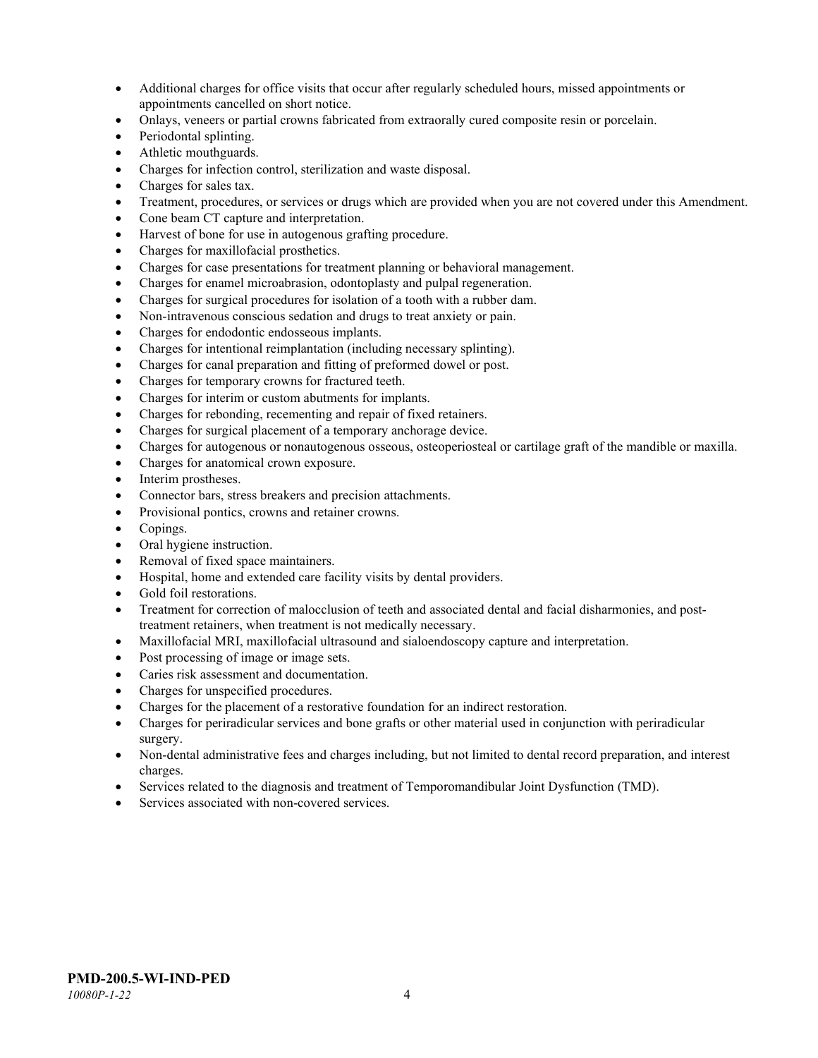- Additional charges for office visits that occur after regularly scheduled hours, missed appointments or appointments cancelled on short notice.
- Onlays, veneers or partial crowns fabricated from extraorally cured composite resin or porcelain.
- Periodontal splinting.
- Athletic mouthguards.
- Charges for infection control, sterilization and waste disposal.
- Charges for sales tax.
- Treatment, procedures, or services or drugs which are provided when you are not covered under this Amendment.
- Cone beam CT capture and interpretation.
- Harvest of bone for use in autogenous grafting procedure.
- Charges for maxillofacial prosthetics.
- Charges for case presentations for treatment planning or behavioral management.
- Charges for enamel microabrasion, odontoplasty and pulpal regeneration.
- Charges for surgical procedures for isolation of a tooth with a rubber dam.
- Non-intravenous conscious sedation and drugs to treat anxiety or pain.
- Charges for endodontic endosseous implants.
- Charges for intentional reimplantation (including necessary splinting).
- Charges for canal preparation and fitting of preformed dowel or post.
- Charges for temporary crowns for fractured teeth.
- Charges for interim or custom abutments for implants.
- Charges for rebonding, recementing and repair of fixed retainers.
- Charges for surgical placement of a temporary anchorage device.
- Charges for autogenous or nonautogenous osseous, osteoperiosteal or cartilage graft of the mandible or maxilla.
- Charges for anatomical crown exposure.
- Interim prostheses.
- Connector bars, stress breakers and precision attachments.
- Provisional pontics, crowns and retainer crowns.
- Copings.
- Oral hygiene instruction.
- Removal of fixed space maintainers.
- Hospital, home and extended care facility visits by dental providers.
- Gold foil restorations.
- Treatment for correction of malocclusion of teeth and associated dental and facial disharmonies, and post-treatment retainers, when treatment is not medically necessary.
- Maxillofacial MRI, maxillofacial ultrasound and sialoendoscopy capture and interpretation.
- Post processing of image or image sets.
- Caries risk assessment and documentation.
- Charges for unspecified procedures.
- Charges for the placement of a restorative foundation for an indirect restoration.
- Charges for periradicular services and bone grafts or other material used in conjunction with periradicular surgery.
- Non-dental administrative fees and charges including, but not limited to dental record preparation, and interest charges.
- Services related to the diagnosis and treatment of Temporomandibular Joint Dysfunction (TMD).
- Services associated with non-covered services.

**PMD-200.5-WI-IND-PED**
*10080P-1-22*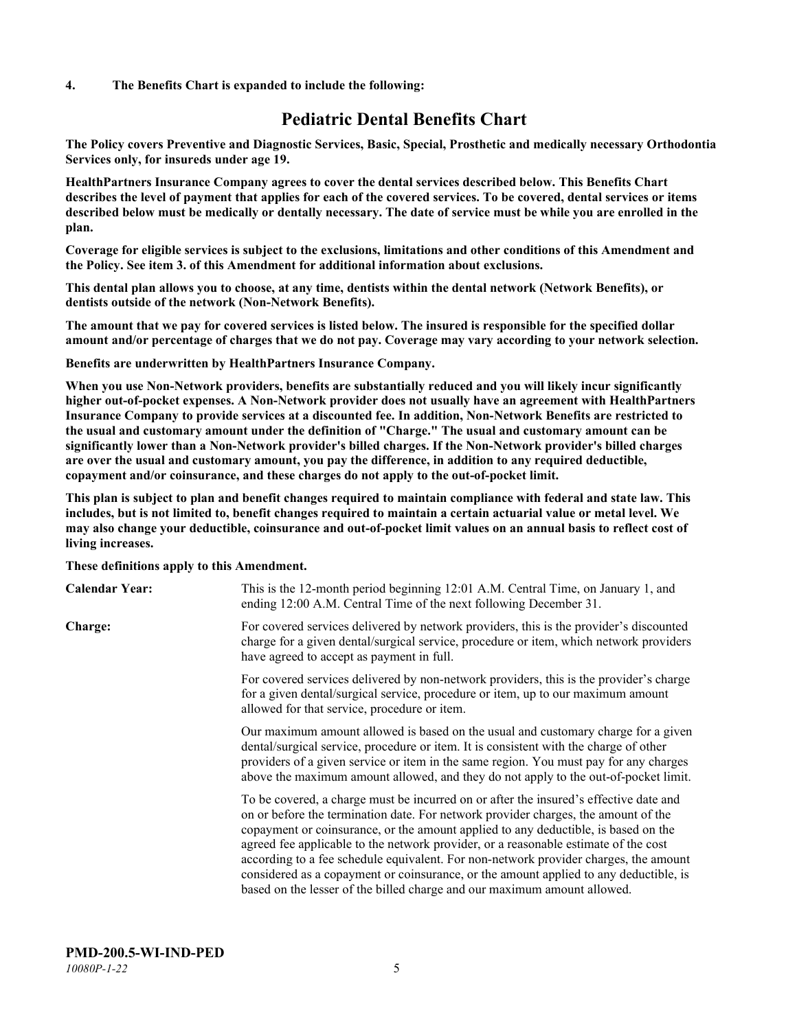**4. The Benefits Chart is expanded to include the following:**

# Pediatric Dental Benefits Chart

**The Policy covers Preventive and Diagnostic Services, Basic, Special, Prosthetic and medically necessary Orthodontia Services only, for insureds under age 19.**

**HealthPartners Insurance Company agrees to cover the dental services described below. This Benefits Chart describes the level of payment that applies for each of the covered services. To be covered, dental services or items described below must be medically or dentally necessary. The date of service must be while you are enrolled in the plan.**

**Coverage for eligible services is subject to the exclusions, limitations and other conditions of this Amendment and the Policy. See item 3. of this Amendment for additional information about exclusions.**

**This dental plan allows you to choose, at any time, dentists within the dental network (Network Benefits), or dentists outside of the network (Non-Network Benefits).**

**The amount that we pay for covered services is listed below. The insured is responsible for the specified dollar amount and/or percentage of charges that we do not pay. Coverage may vary according to your network selection.**

**Benefits are underwritten by HealthPartners Insurance Company.**

**When you use Non-Network providers, benefits are substantially reduced and you will likely incur significantly higher out-of-pocket expenses. A Non-Network provider does not usually have an agreement with HealthPartners Insurance Company to provide services at a discounted fee. In addition, Non-Network Benefits are restricted to the usual and customary amount under the definition of "Charge." The usual and customary amount can be significantly lower than a Non-Network provider's billed charges. If the Non-Network provider's billed charges are over the usual and customary amount, you pay the difference, in addition to any required deductible, copayment and/or coinsurance, and these charges do not apply to the out-of-pocket limit.**

**This plan is subject to plan and benefit changes required to maintain compliance with federal and state law. This includes, but is not limited to, benefit changes required to maintain a certain actuarial value or metal level. We may also change your deductible, coinsurance and out-of-pocket limit values on an annual basis to reflect cost of living increases.**

**These definitions apply to this Amendment.**

**Calendar Year:** This is the 12-month period beginning 12:01 A.M. Central Time, on January 1, and ending 12:00 A.M. Central Time of the next following December 31.

**Charge:** For covered services delivered by network providers, this is the provider's discounted charge for a given dental/surgical service, procedure or item, which network providers have agreed to accept as payment in full.

For covered services delivered by non-network providers, this is the provider's charge for a given dental/surgical service, procedure or item, up to our maximum amount allowed for that service, procedure or item.

Our maximum amount allowed is based on the usual and customary charge for a given dental/surgical service, procedure or item. It is consistent with the charge of other providers of a given service or item in the same region. You must pay for any charges above the maximum amount allowed, and they do not apply to the out-of-pocket limit.

To be covered, a charge must be incurred on or after the insured's effective date and on or before the termination date. For network provider charges, the amount of the copayment or coinsurance, or the amount applied to any deductible, is based on the agreed fee applicable to the network provider, or a reasonable estimate of the cost according to a fee schedule equivalent. For non-network provider charges, the amount considered as a copayment or coinsurance, or the amount applied to any deductible, is based on the lesser of the billed charge and our maximum amount allowed.

**PMD-200.5-WI-IND-PED**
*10080P-1-22*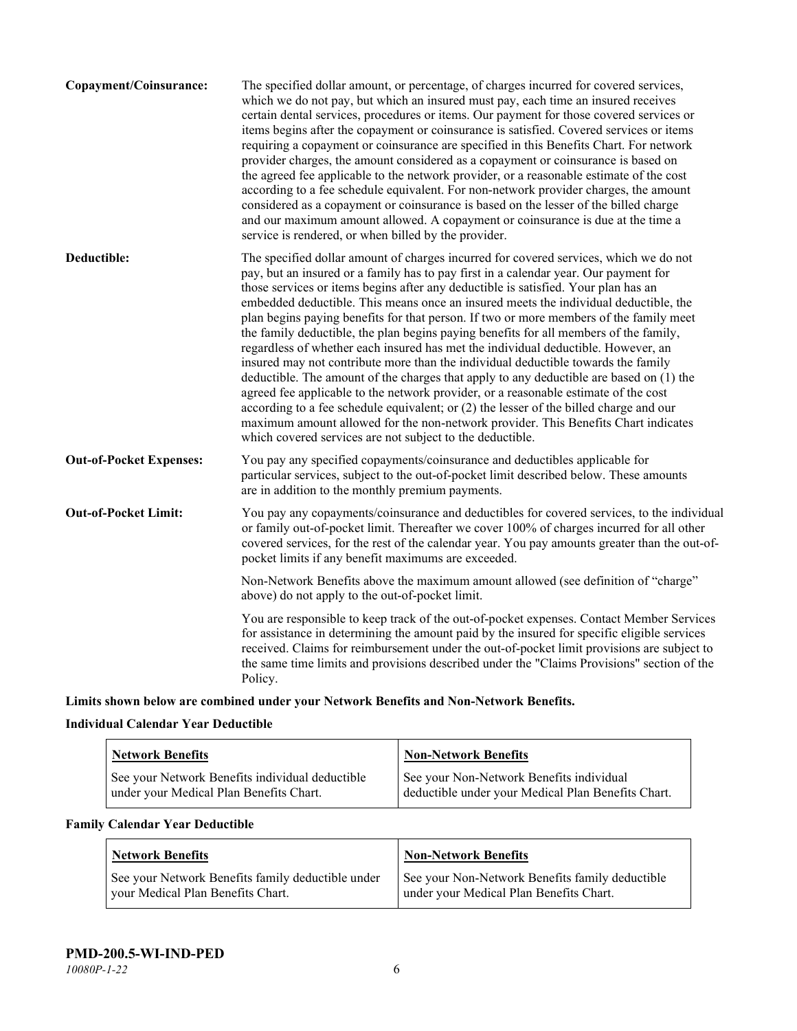**Copayment/Coinsurance:** The specified dollar amount, or percentage, of charges incurred for covered services, which we do not pay, but which an insured must pay, each time an insured receives certain dental services, procedures or items. Our payment for those covered services or items begins after the copayment or coinsurance is satisfied. Covered services or items requiring a copayment or coinsurance are specified in this Benefits Chart. For network provider charges, the amount considered as a copayment or coinsurance is based on the agreed fee applicable to the network provider, or a reasonable estimate of the cost according to a fee schedule equivalent. For non-network provider charges, the amount considered as a copayment or coinsurance is based on the lesser of the billed charge and our maximum amount allowed. A copayment or coinsurance is due at the time a service is rendered, or when billed by the provider.

**Deductible:** The specified dollar amount of charges incurred for covered services, which we do not pay, but an insured or a family has to pay first in a calendar year. Our payment for those services or items begins after any deductible is satisfied. Your plan has an embedded deductible. This means once an insured meets the individual deductible, the plan begins paying benefits for that person. If two or more members of the family meet the family deductible, the plan begins paying benefits for all members of the family, regardless of whether each insured has met the individual deductible. However, an insured may not contribute more than the individual deductible towards the family deductible. The amount of the charges that apply to any deductible are based on (1) the agreed fee applicable to the network provider, or a reasonable estimate of the cost according to a fee schedule equivalent; or (2) the lesser of the billed charge and our maximum amount allowed for the non-network provider. This Benefits Chart indicates which covered services are not subject to the deductible.

**Out-of-Pocket Expenses:** You pay any specified copayments/coinsurance and deductibles applicable for particular services, subject to the out-of-pocket limit described below. These amounts are in addition to the monthly premium payments.

**Out-of-Pocket Limit:** You pay any copayments/coinsurance and deductibles for covered services, to the individual or family out-of-pocket limit. Thereafter we cover 100% of charges incurred for all other covered services, for the rest of the calendar year. You pay amounts greater than the out-of-pocket limits if any benefit maximums are exceeded.

Non-Network Benefits above the maximum amount allowed (see definition of "charge" above) do not apply to the out-of-pocket limit.

You are responsible to keep track of the out-of-pocket expenses. Contact Member Services for assistance in determining the amount paid by the insured for specific eligible services received. Claims for reimbursement under the out-of-pocket limit provisions are subject to the same time limits and provisions described under the "Claims Provisions" section of the Policy.

**Limits shown below are combined under your Network Benefits and Non-Network Benefits.**

**Individual Calendar Year Deductible**

| Network Benefits | Non-Network Benefits |
|---|---|
| See your Network Benefits individual deductible under your Medical Plan Benefits Chart. | See your Non-Network Benefits individual deductible under your Medical Plan Benefits Chart. |

**Family Calendar Year Deductible**

| Network Benefits | Non-Network Benefits |
|---|---|
| See your Network Benefits family deductible under your Medical Plan Benefits Chart. | See your Non-Network Benefits family deductible under your Medical Plan Benefits Chart. |

**PMD-200.5-WI-IND-PED**
*10080P-1-22*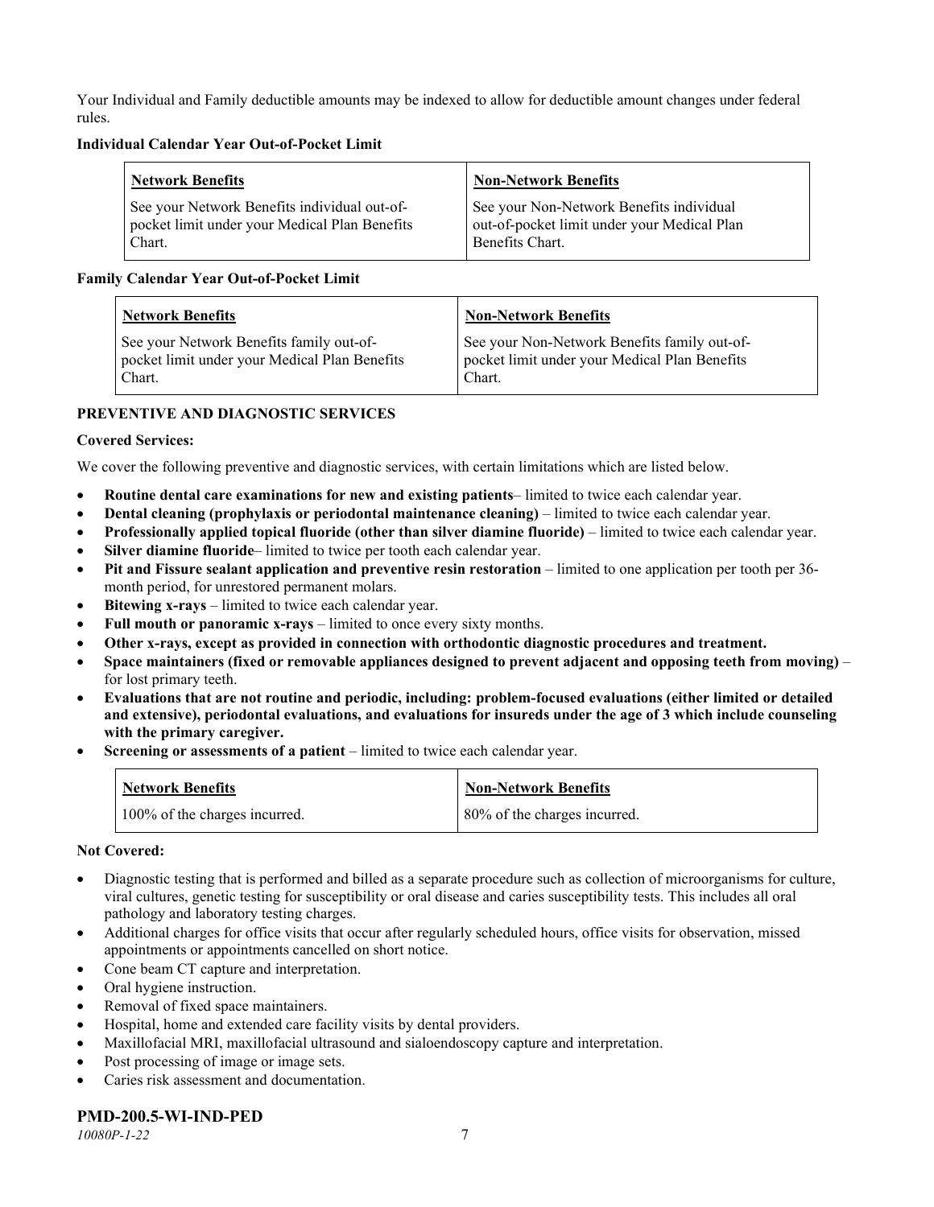Your Individual and Family deductible amounts may be indexed to allow for deductible amount changes under federal rules.

**Individual Calendar Year Out-of-Pocket Limit**

| Network Benefits | Non-Network Benefits |
| --- | --- |
| See your Network Benefits individual out-of-pocket limit under your Medical Plan Benefits Chart. | See your Non-Network Benefits individual out-of-pocket limit under your Medical Plan Benefits Chart. |

**Family Calendar Year Out-of-Pocket Limit**

| Network Benefits | Non-Network Benefits |
| --- | --- |
| See your Network Benefits family out-of-pocket limit under your Medical Plan Benefits Chart. | See your Non-Network Benefits family out-of-pocket limit under your Medical Plan Benefits Chart. |

## PREVENTIVE AND DIAGNOSTIC SERVICES

**Covered Services:**

We cover the following preventive and diagnostic services, with certain limitations which are listed below.

- **Routine dental care examinations for new and existing patients**– limited to twice each calendar year.
- **Dental cleaning (prophylaxis or periodontal maintenance cleaning)** – limited to twice each calendar year.
- **Professionally applied topical fluoride (other than silver diamine fluoride)** – limited to twice each calendar year.
- **Silver diamine fluoride**– limited to twice per tooth each calendar year.
- **Pit and Fissure sealant application and preventive resin restoration** – limited to one application per tooth per 36-month period, for unrestored permanent molars.
- **Bitewing x-rays** – limited to twice each calendar year.
- **Full mouth or panoramic x-rays** – limited to once every sixty months.
- **Other x-rays, except as provided in connection with orthodontic diagnostic procedures and treatment.**
- **Space maintainers (fixed or removable appliances designed to prevent adjacent and opposing teeth from moving)** – for lost primary teeth.
- **Evaluations that are not routine and periodic, including: problem-focused evaluations (either limited or detailed and extensive), periodontal evaluations, and evaluations for insureds under the age of 3 which include counseling with the primary caregiver.**
- **Screening or assessments of a patient** – limited to twice each calendar year.

| Network Benefits | Non-Network Benefits |
| --- | --- |
| 100% of the charges incurred. | 80% of the charges incurred. |

**Not Covered:**

- Diagnostic testing that is performed and billed as a separate procedure such as collection of microorganisms for culture, viral cultures, genetic testing for susceptibility or oral disease and caries susceptibility tests. This includes all oral pathology and laboratory testing charges.
- Additional charges for office visits that occur after regularly scheduled hours, office visits for observation, missed appointments or appointments cancelled on short notice.
- Cone beam CT capture and interpretation.
- Oral hygiene instruction.
- Removal of fixed space maintainers.
- Hospital, home and extended care facility visits by dental providers.
- Maxillofacial MRI, maxillofacial ultrasound and sialoendoscopy capture and interpretation.
- Post processing of image or image sets.
- Caries risk assessment and documentation.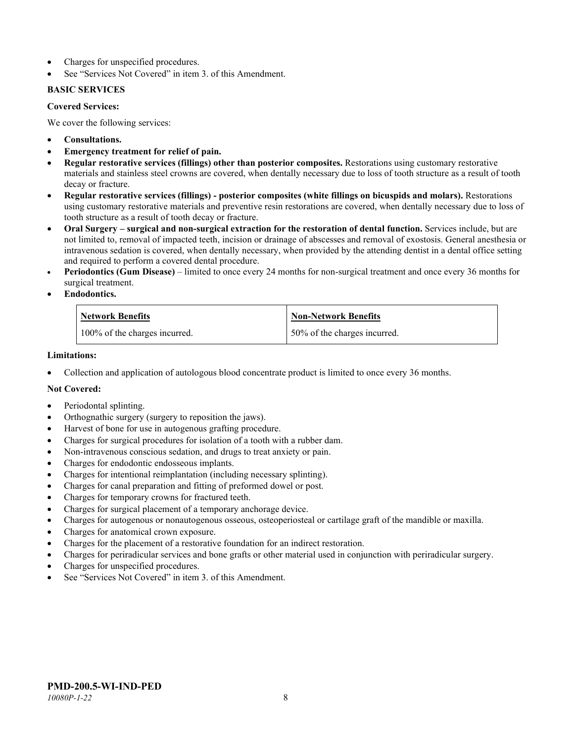- Charges for unspecified procedures.
- See "Services Not Covered" in item 3. of this Amendment.

**BASIC SERVICES**

**Covered Services:**

We cover the following services:

- **Consultations.**
- **Emergency treatment for relief of pain.**
- **Regular restorative services (fillings) other than posterior composites.** Restorations using customary restorative materials and stainless steel crowns are covered, when dentally necessary due to loss of tooth structure as a result of tooth decay or fracture.
- **Regular restorative services (fillings) - posterior composites (white fillings on bicuspids and molars).** Restorations using customary restorative materials and preventive resin restorations are covered, when dentally necessary due to loss of tooth structure as a result of tooth decay or fracture.
- **Oral Surgery – surgical and non-surgical extraction for the restoration of dental function.** Services include, but are not limited to, removal of impacted teeth, incision or drainage of abscesses and removal of exostosis. General anesthesia or intravenous sedation is covered, when dentally necessary, when provided by the attending dentist in a dental office setting and required to perform a covered dental procedure.
- **Periodontics (Gum Disease)** – limited to once every 24 months for non-surgical treatment and once every 36 months for surgical treatment.
- **Endodontics.**

| Network Benefits | Non-Network Benefits |
|---|---|
| 100% of the charges incurred. | 50% of the charges incurred. |

**Limitations:**

- Collection and application of autologous blood concentrate product is limited to once every 36 months.

**Not Covered:**

- Periodontal splinting.
- Orthognathic surgery (surgery to reposition the jaws).
- Harvest of bone for use in autogenous grafting procedure.
- Charges for surgical procedures for isolation of a tooth with a rubber dam.
- Non-intravenous conscious sedation, and drugs to treat anxiety or pain.
- Charges for endodontic endosseous implants.
- Charges for intentional reimplantation (including necessary splinting).
- Charges for canal preparation and fitting of preformed dowel or post.
- Charges for temporary crowns for fractured teeth.
- Charges for surgical placement of a temporary anchorage device.
- Charges for autogenous or nonautogenous osseous, osteoperiosteal or cartilage graft of the mandible or maxilla.
- Charges for anatomical crown exposure.
- Charges for the placement of a restorative foundation for an indirect restoration.
- Charges for periradicular services and bone grafts or other material used in conjunction with periradicular surgery.
- Charges for unspecified procedures.
- See "Services Not Covered" in item 3. of this Amendment.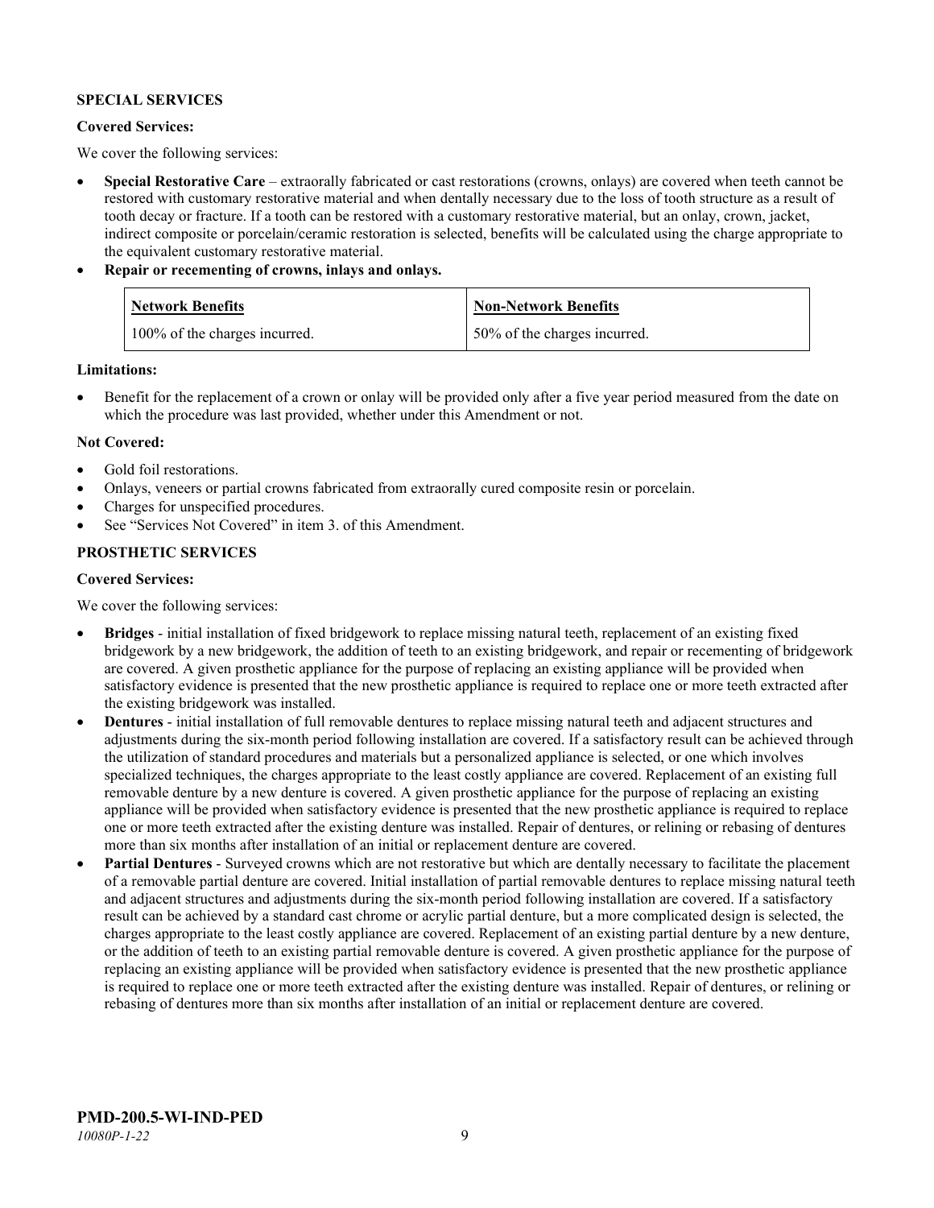**SPECIAL SERVICES**

**Covered Services:**

We cover the following services:

- **Special Restorative Care** – extraorally fabricated or cast restorations (crowns, onlays) are covered when teeth cannot be restored with customary restorative material and when dentally necessary due to the loss of tooth structure as a result of tooth decay or fracture. If a tooth can be restored with a customary restorative material, but an onlay, crown, jacket, indirect composite or porcelain/ceramic restoration is selected, benefits will be calculated using the charge appropriate to the equivalent customary restorative material.
- **Repair or recementing of crowns, inlays and onlays.**

| Network Benefits | Non-Network Benefits |
| --- | --- |
| 100% of the charges incurred. | 50% of the charges incurred. |

**Limitations:**

- Benefit for the replacement of a crown or onlay will be provided only after a five year period measured from the date on which the procedure was last provided, whether under this Amendment or not.

**Not Covered:**

- Gold foil restorations.
- Onlays, veneers or partial crowns fabricated from extraorally cured composite resin or porcelain.
- Charges for unspecified procedures.
- See "Services Not Covered" in item 3. of this Amendment.

**PROSTHETIC SERVICES**

**Covered Services:**

We cover the following services:

- **Bridges** - initial installation of fixed bridgework to replace missing natural teeth, replacement of an existing fixed bridgework by a new bridgework, the addition of teeth to an existing bridgework, and repair or recementing of bridgework are covered. A given prosthetic appliance for the purpose of replacing an existing appliance will be provided when satisfactory evidence is presented that the new prosthetic appliance is required to replace one or more teeth extracted after the existing bridgework was installed.
- **Dentures** - initial installation of full removable dentures to replace missing natural teeth and adjacent structures and adjustments during the six-month period following installation are covered. If a satisfactory result can be achieved through the utilization of standard procedures and materials but a personalized appliance is selected, or one which involves specialized techniques, the charges appropriate to the least costly appliance are covered. Replacement of an existing full removable denture by a new denture is covered. A given prosthetic appliance for the purpose of replacing an existing appliance will be provided when satisfactory evidence is presented that the new prosthetic appliance is required to replace one or more teeth extracted after the existing denture was installed. Repair of dentures, or relining or rebasing of dentures more than six months after installation of an initial or replacement denture are covered.
- **Partial Dentures** - Surveyed crowns which are not restorative but which are dentally necessary to facilitate the placement of a removable partial denture are covered. Initial installation of partial removable dentures to replace missing natural teeth and adjacent structures and adjustments during the six-month period following installation are covered. If a satisfactory result can be achieved by a standard cast chrome or acrylic partial denture, but a more complicated design is selected, the charges appropriate to the least costly appliance are covered. Replacement of an existing partial denture by a new denture, or the addition of teeth to an existing partial removable denture is covered. A given prosthetic appliance for the purpose of replacing an existing appliance will be provided when satisfactory evidence is presented that the new prosthetic appliance is required to replace one or more teeth extracted after the existing denture was installed. Repair of dentures, or relining or rebasing of dentures more than six months after installation of an initial or replacement denture are covered.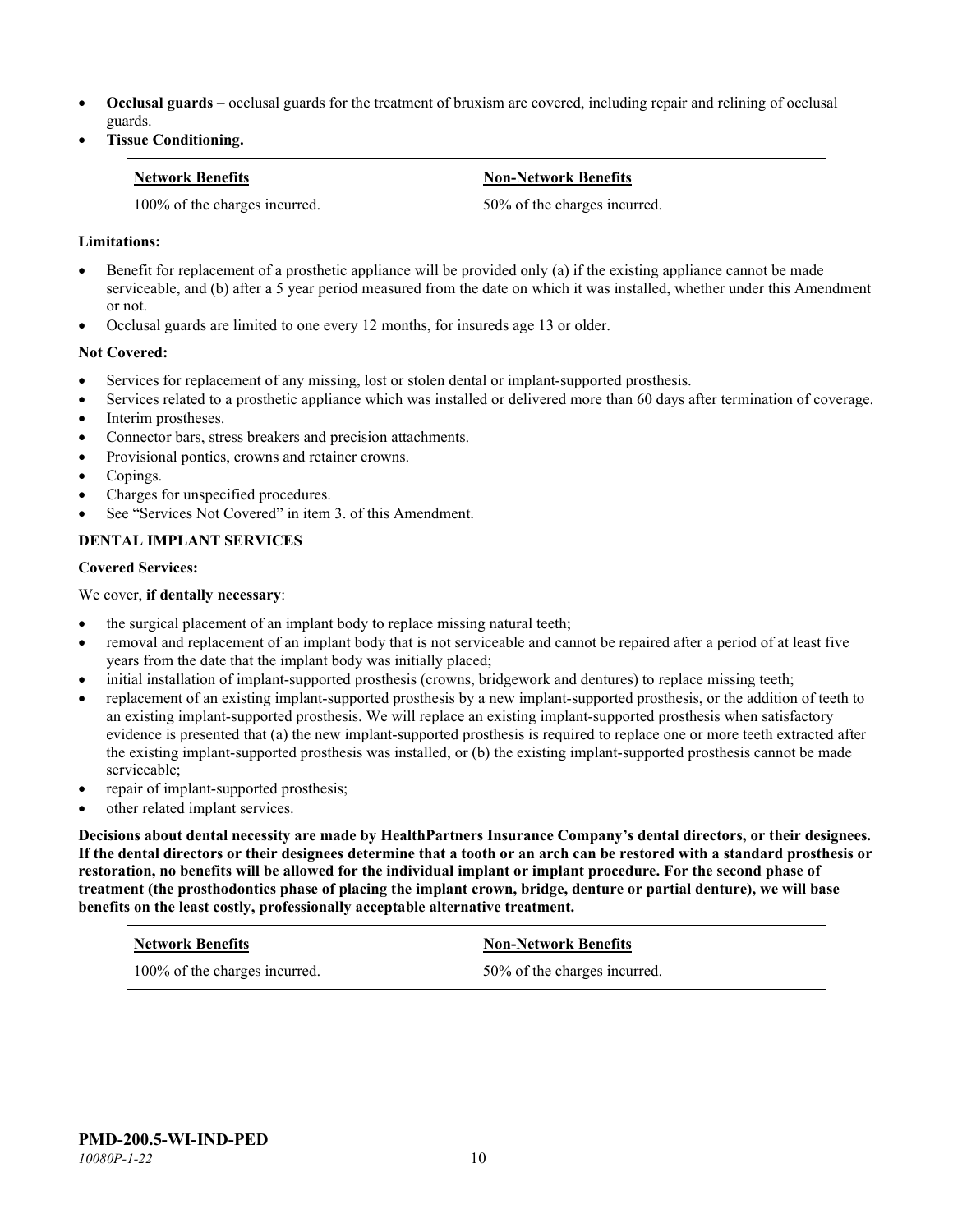- **Occlusal guards** – occlusal guards for the treatment of bruxism are covered, including repair and relining of occlusal guards.
- **Tissue Conditioning.**

| Network Benefits | Non-Network Benefits |
|---|---|
| 100% of the charges incurred. | 50% of the charges incurred. |

**Limitations:**

- Benefit for replacement of a prosthetic appliance will be provided only (a) if the existing appliance cannot be made serviceable, and (b) after a 5 year period measured from the date on which it was installed, whether under this Amendment or not.
- Occlusal guards are limited to one every 12 months, for insureds age 13 or older.

**Not Covered:**

- Services for replacement of any missing, lost or stolen dental or implant-supported prosthesis.
- Services related to a prosthetic appliance which was installed or delivered more than 60 days after termination of coverage.
- Interim prostheses.
- Connector bars, stress breakers and precision attachments.
- Provisional pontics, crowns and retainer crowns.
- Copings.
- Charges for unspecified procedures.
- See "Services Not Covered" in item 3. of this Amendment.

**DENTAL IMPLANT SERVICES**

**Covered Services:**

We cover, **if dentally necessary**:

- the surgical placement of an implant body to replace missing natural teeth;
- removal and replacement of an implant body that is not serviceable and cannot be repaired after a period of at least five years from the date that the implant body was initially placed;
- initial installation of implant-supported prosthesis (crowns, bridgework and dentures) to replace missing teeth;
- replacement of an existing implant-supported prosthesis by a new implant-supported prosthesis, or the addition of teeth to an existing implant-supported prosthesis. We will replace an existing implant-supported prosthesis when satisfactory evidence is presented that (a) the new implant-supported prosthesis is required to replace one or more teeth extracted after the existing implant-supported prosthesis was installed, or (b) the existing implant-supported prosthesis cannot be made serviceable;
- repair of implant-supported prosthesis;
- other related implant services.

**Decisions about dental necessity are made by HealthPartners Insurance Company's dental directors, or their designees. If the dental directors or their designees determine that a tooth or an arch can be restored with a standard prosthesis or restoration, no benefits will be allowed for the individual implant or implant procedure. For the second phase of treatment (the prosthodontics phase of placing the implant crown, bridge, denture or partial denture), we will base benefits on the least costly, professionally acceptable alternative treatment.**

| Network Benefits | Non-Network Benefits |
|---|---|
| 100% of the charges incurred. | 50% of the charges incurred. |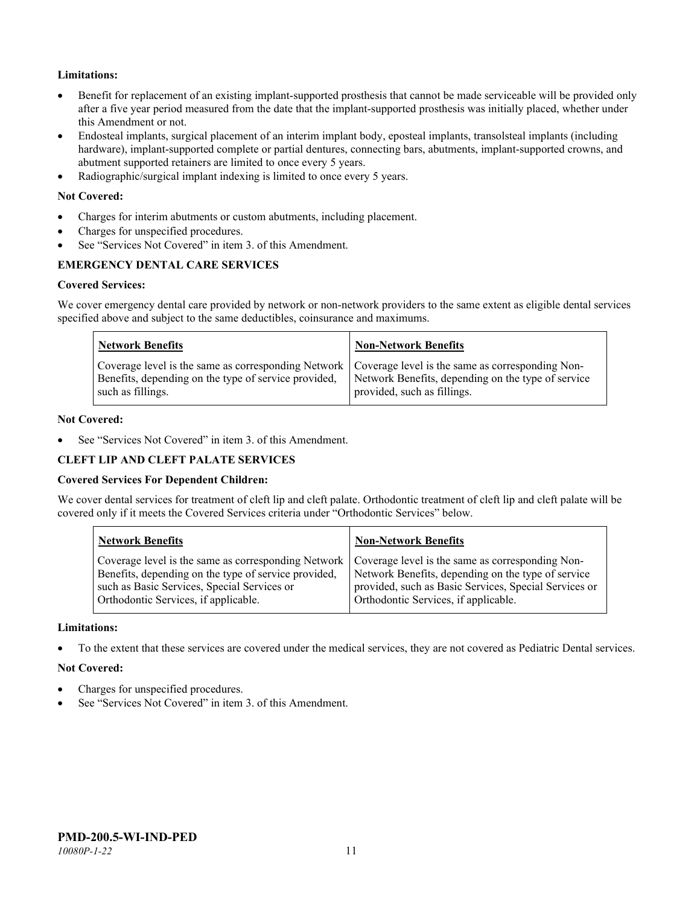**Limitations:**

- Benefit for replacement of an existing implant-supported prosthesis that cannot be made serviceable will be provided only after a five year period measured from the date that the implant-supported prosthesis was initially placed, whether under this Amendment or not.
- Endosteal implants, surgical placement of an interim implant body, eposteal implants, transolsteal implants (including hardware), implant-supported complete or partial dentures, connecting bars, abutments, implant-supported crowns, and abutment supported retainers are limited to once every 5 years.
- Radiographic/surgical implant indexing is limited to once every 5 years.

**Not Covered:**

- Charges for interim abutments or custom abutments, including placement.
- Charges for unspecified procedures.
- See "Services Not Covered" in item 3. of this Amendment.

**EMERGENCY DENTAL CARE SERVICES**

**Covered Services:**

We cover emergency dental care provided by network or non-network providers to the same extent as eligible dental services specified above and subject to the same deductibles, coinsurance and maximums.

| Network Benefits | Non-Network Benefits |
|---|---|
| Coverage level is the same as corresponding Network Benefits, depending on the type of service provided, such as fillings. | Coverage level is the same as corresponding Non-Network Benefits, depending on the type of service provided, such as fillings. |

**Not Covered:**

- See "Services Not Covered" in item 3. of this Amendment.

**CLEFT LIP AND CLEFT PALATE SERVICES**

**Covered Services For Dependent Children:**

We cover dental services for treatment of cleft lip and cleft palate. Orthodontic treatment of cleft lip and cleft palate will be covered only if it meets the Covered Services criteria under "Orthodontic Services" below.

| Network Benefits | Non-Network Benefits |
|---|---|
| Coverage level is the same as corresponding Network Benefits, depending on the type of service provided, such as Basic Services, Special Services or Orthodontic Services, if applicable. | Coverage level is the same as corresponding Non-Network Benefits, depending on the type of service provided, such as Basic Services, Special Services or Orthodontic Services, if applicable. |

**Limitations:**

- To the extent that these services are covered under the medical services, they are not covered as Pediatric Dental services.

**Not Covered:**

- Charges for unspecified procedures.
- See "Services Not Covered" in item 3. of this Amendment.

**PMD-200.5-WI-IND-PED**
*10080P-1-22*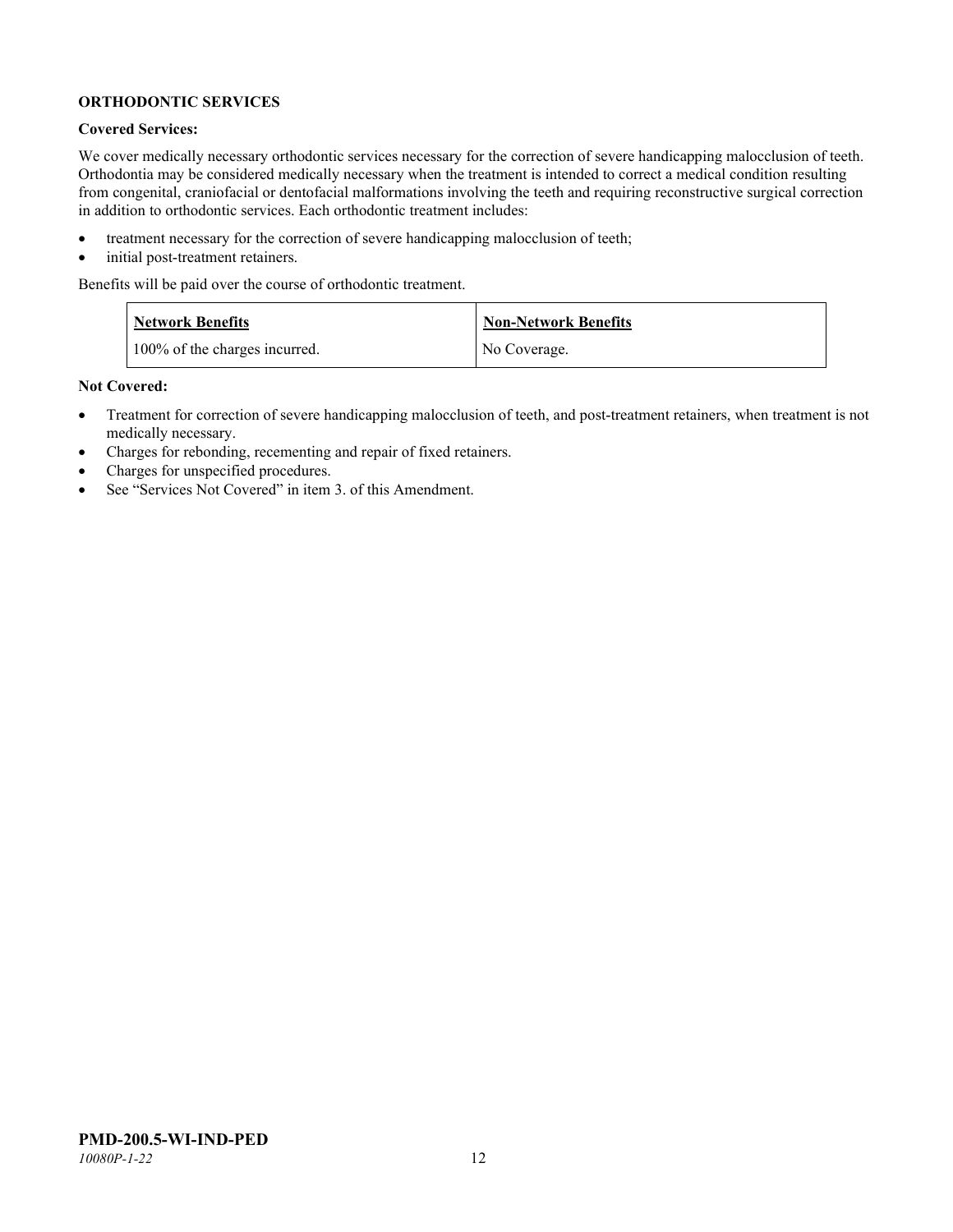**ORTHODONTIC SERVICES**

**Covered Services:**

We cover medically necessary orthodontic services necessary for the correction of severe handicapping malocclusion of teeth. Orthodontia may be considered medically necessary when the treatment is intended to correct a medical condition resulting from congenital, craniofacial or dentofacial malformations involving the teeth and requiring reconstructive surgical correction in addition to orthodontic services. Each orthodontic treatment includes:

- treatment necessary for the correction of severe handicapping malocclusion of teeth;
- initial post-treatment retainers.

Benefits will be paid over the course of orthodontic treatment.

| **Network Benefits** | **Non-Network Benefits** |
|---|---|
| 100% of the charges incurred. | No Coverage. |

**Not Covered:**

- Treatment for correction of severe handicapping malocclusion of teeth, and post-treatment retainers, when treatment is not medically necessary.
- Charges for rebonding, recementing and repair of fixed retainers.
- Charges for unspecified procedures.
- See "Services Not Covered" in item 3. of this Amendment.

**PMD-200.5-WI-IND-PED**
*10080P-1-22*